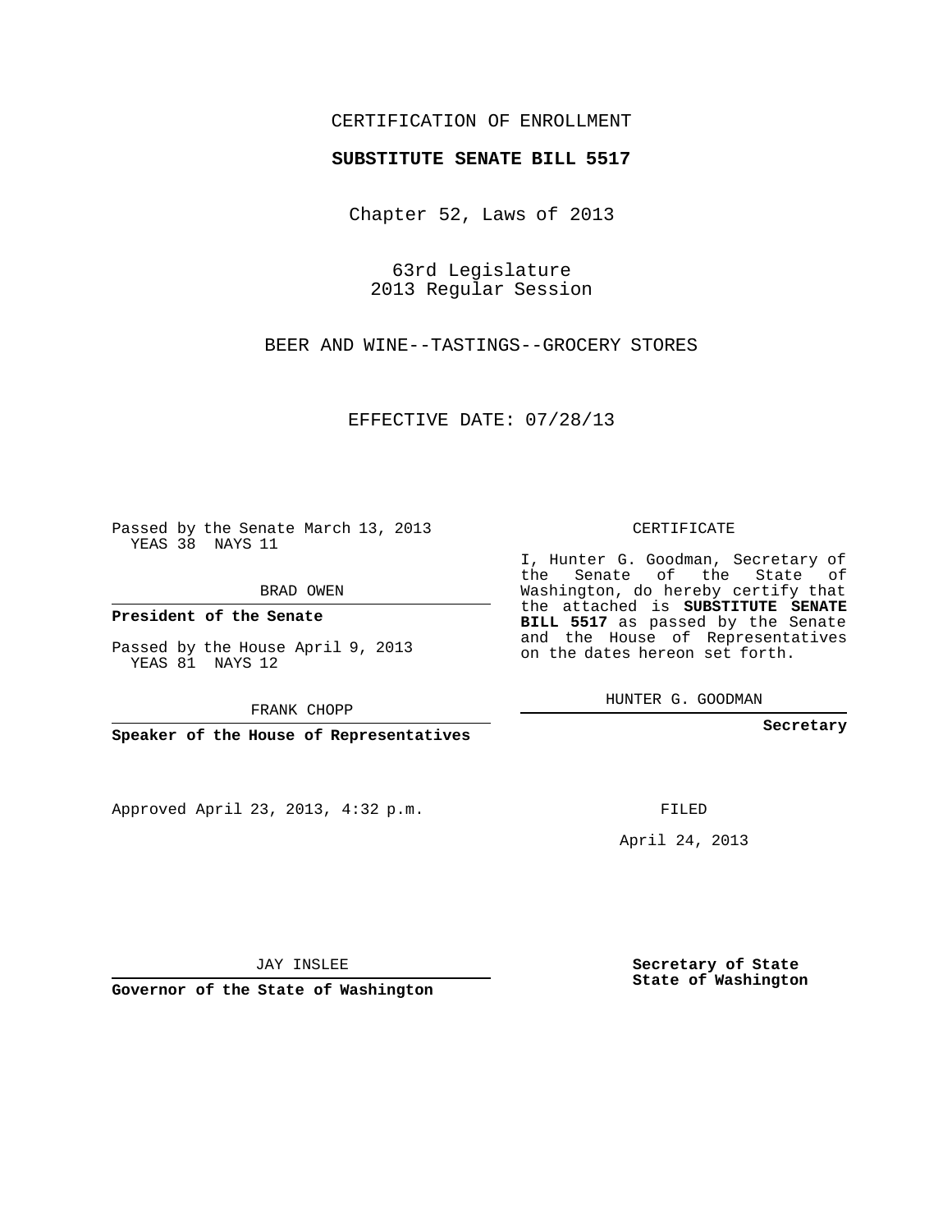CERTIFICATION OF ENROLLMENT

**SUBSTITUTE SENATE BILL 5517**

Chapter 52, Laws of 2013

63rd Legislature
2013 Regular Session

BEER AND WINE--TASTINGS--GROCERY STORES

EFFECTIVE DATE: 07/28/13

Passed by the Senate March 13, 2013
YEAS 38 NAYS 11

BRAD OWEN

**President of the Senate**

Passed by the House April 9, 2013
YEAS 81 NAYS 12

FRANK CHOPP

**Speaker of the House of Representatives**

Approved April 23, 2013, 4:32 p.m.

JAY INSLEE

**Governor of the State of Washington**

CERTIFICATE

I, Hunter G. Goodman, Secretary of the Senate of the State of Washington, do hereby certify that the attached is **SUBSTITUTE SENATE BILL 5517** as passed by the Senate and the House of Representatives on the dates hereon set forth.

HUNTER G. GOODMAN

**Secretary**

FILED

April 24, 2013

**Secretary of State**
**State of Washington**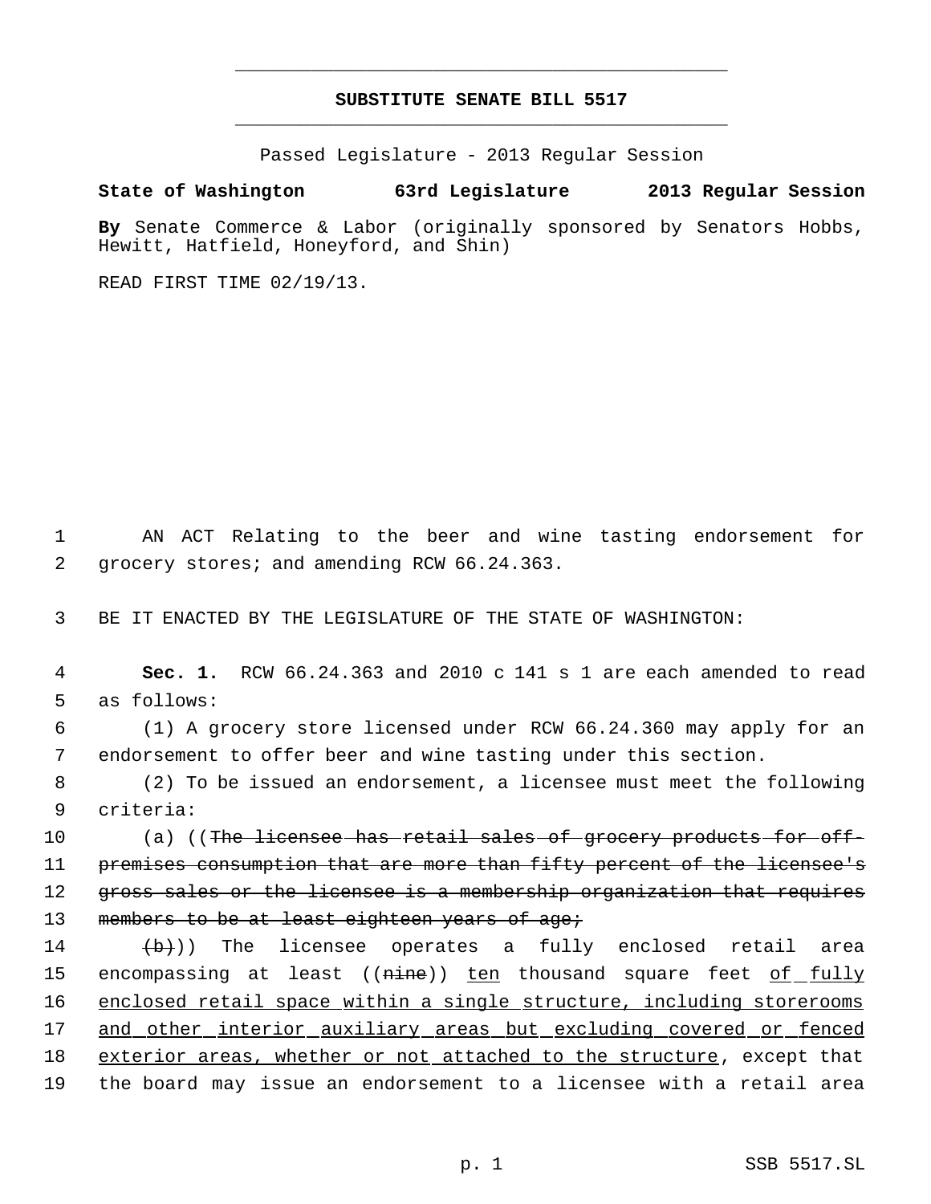# SUBSTITUTE SENATE BILL 5517

Passed Legislature - 2013 Regular Session

**State of Washington 63rd Legislature 2013 Regular Session**

**By** Senate Commerce & Labor (originally sponsored by Senators Hobbs, Hewitt, Hatfield, Honeyford, and Shin)

READ FIRST TIME 02/19/13.

1 AN ACT Relating to the beer and wine tasting endorsement for
2 grocery stores; and amending RCW 66.24.363.

3 BE IT ENACTED BY THE LEGISLATURE OF THE STATE OF WASHINGTON:

4 **Sec. 1.** RCW 66.24.363 and 2010 c 141 s 1 are each amended to read
5 as follows:

6 (1) A grocery store licensed under RCW 66.24.360 may apply for an
7 endorsement to offer beer and wine tasting under this section.

8 (2) To be issued an endorsement, a licensee must meet the following
9 criteria:

10 (a) ((~~The licensee has retail sales of grocery products for off-~~
11 ~~premises consumption that are more than fifty percent of the licensee's~~
12 ~~gross sales or the licensee is a membership organization that requires~~
13 ~~members to be at least eighteen years of age;~~

14 ~~(b)~~)) The licensee operates a fully enclosed retail area
15 encompassing at least ((~~nine~~)) <u>ten</u> thousand square feet <u>of fully</u>
16 <u>enclosed retail space within a single structure, including storerooms</u>
17 <u>and other interior auxiliary areas but excluding covered or fenced</u>
18 <u>exterior areas, whether or not attached to the structure</u>, except that
19 the board may issue an endorsement to a licensee with a retail area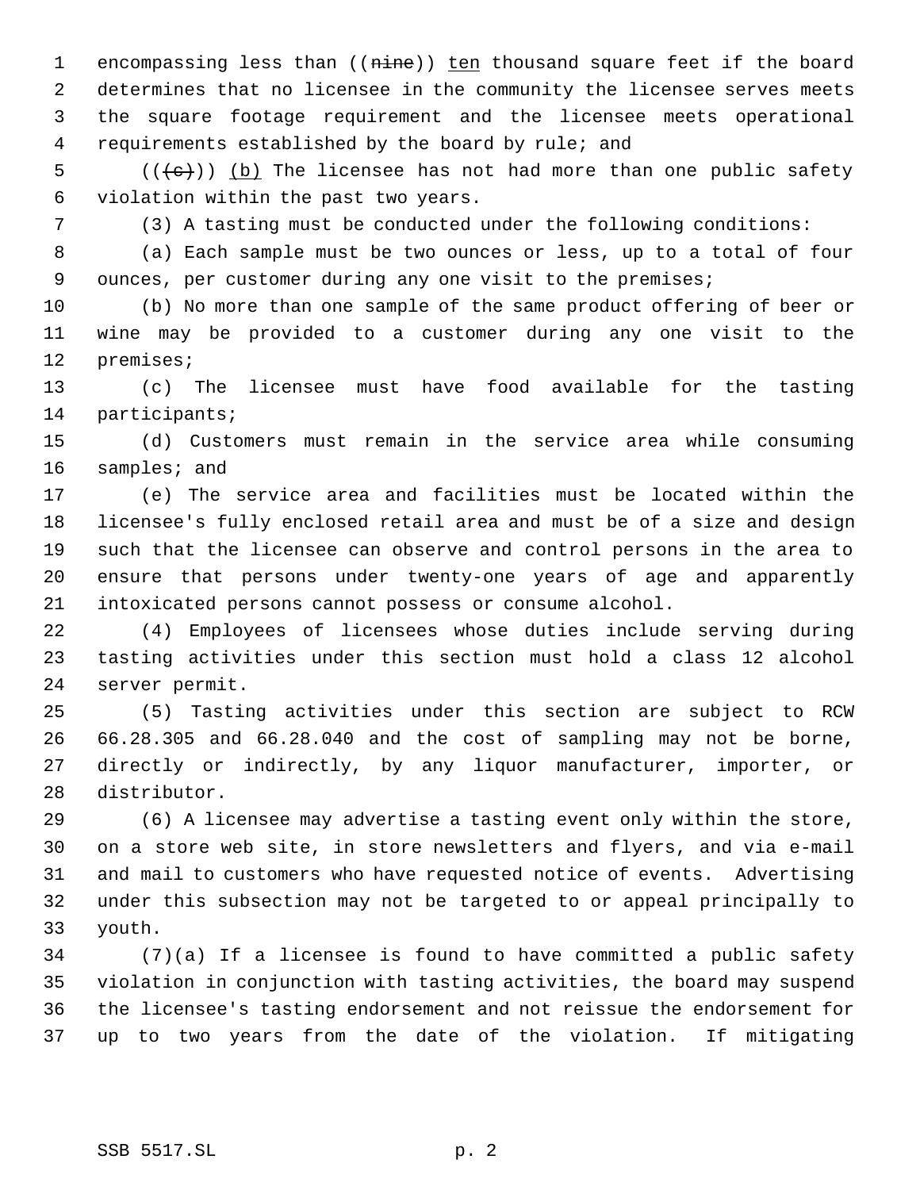encompassing less than ((~~nine~~)) <u>ten</u> thousand square feet if the board determines that no licensee in the community the licensee serves meets the square footage requirement and the licensee meets operational requirements established by the board by rule; and

((~~(c)~~)) <u>(b)</u> The licensee has not had more than one public safety violation within the past two years.

(3) A tasting must be conducted under the following conditions:

(a) Each sample must be two ounces or less, up to a total of four ounces, per customer during any one visit to the premises;

(b) No more than one sample of the same product offering of beer or wine may be provided to a customer during any one visit to the premises;

(c) The licensee must have food available for the tasting participants;

(d) Customers must remain in the service area while consuming samples; and

(e) The service area and facilities must be located within the licensee's fully enclosed retail area and must be of a size and design such that the licensee can observe and control persons in the area to ensure that persons under twenty-one years of age and apparently intoxicated persons cannot possess or consume alcohol.

(4) Employees of licensees whose duties include serving during tasting activities under this section must hold a class 12 alcohol server permit.

(5) Tasting activities under this section are subject to RCW 66.28.305 and 66.28.040 and the cost of sampling may not be borne, directly or indirectly, by any liquor manufacturer, importer, or distributor.

(6) A licensee may advertise a tasting event only within the store, on a store web site, in store newsletters and flyers, and via e-mail and mail to customers who have requested notice of events. Advertising under this subsection may not be targeted to or appeal principally to youth.

(7)(a) If a licensee is found to have committed a public safety violation in conjunction with tasting activities, the board may suspend the licensee's tasting endorsement and not reissue the endorsement for up to two years from the date of the violation. If mitigating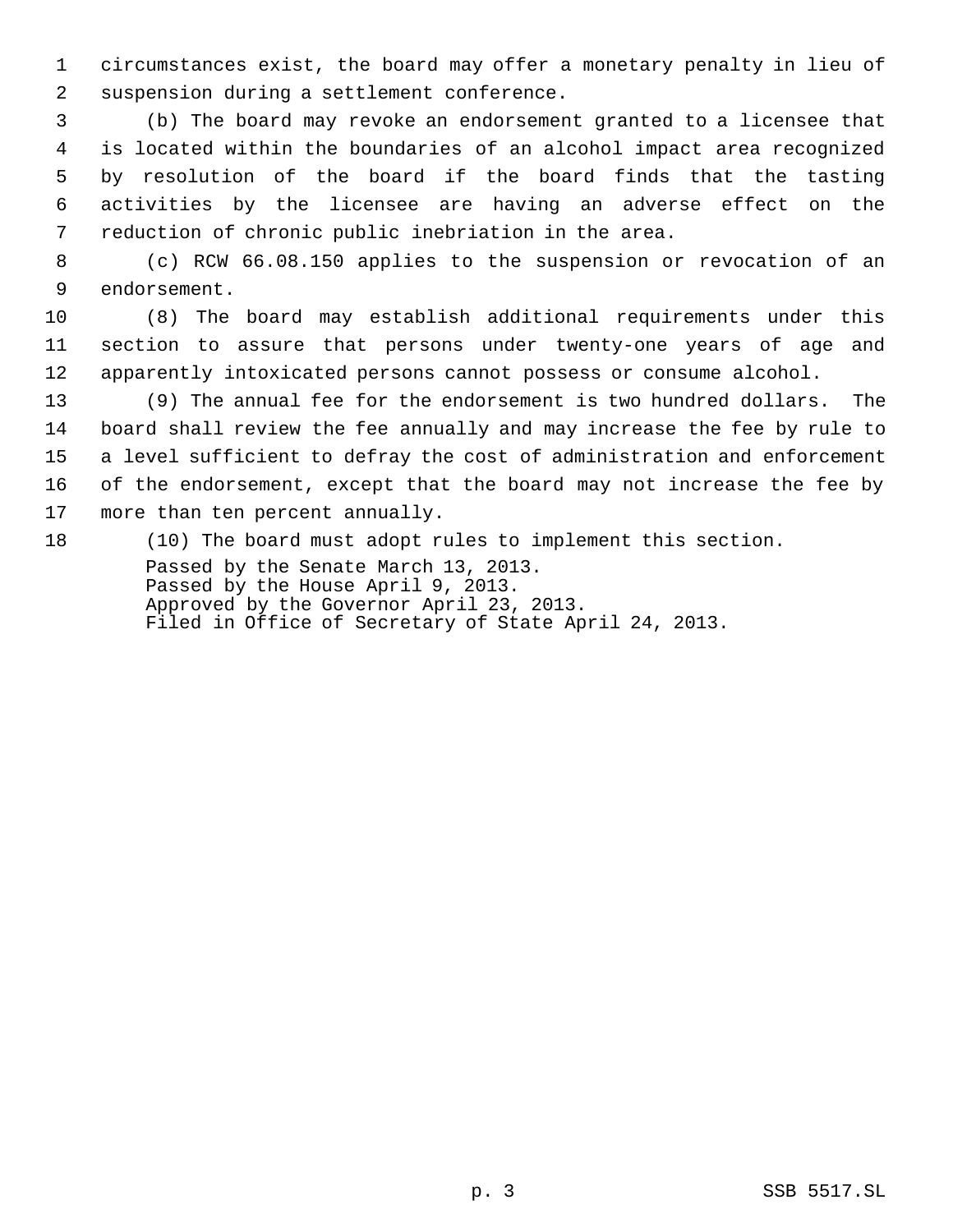circumstances exist, the board may offer a monetary penalty in lieu of suspension during a settlement conference.

(b) The board may revoke an endorsement granted to a licensee that is located within the boundaries of an alcohol impact area recognized by resolution of the board if the board finds that the tasting activities by the licensee are having an adverse effect on the reduction of chronic public inebriation in the area.

(c) RCW 66.08.150 applies to the suspension or revocation of an endorsement.

(8) The board may establish additional requirements under this section to assure that persons under twenty-one years of age and apparently intoxicated persons cannot possess or consume alcohol.

(9) The annual fee for the endorsement is two hundred dollars. The board shall review the fee annually and may increase the fee by rule to a level sufficient to defray the cost of administration and enforcement of the endorsement, except that the board may not increase the fee by more than ten percent annually.

(10) The board must adopt rules to implement this section.

Passed by the Senate March 13, 2013.
Passed by the House April 9, 2013.
Approved by the Governor April 23, 2013.
Filed in Office of Secretary of State April 24, 2013.